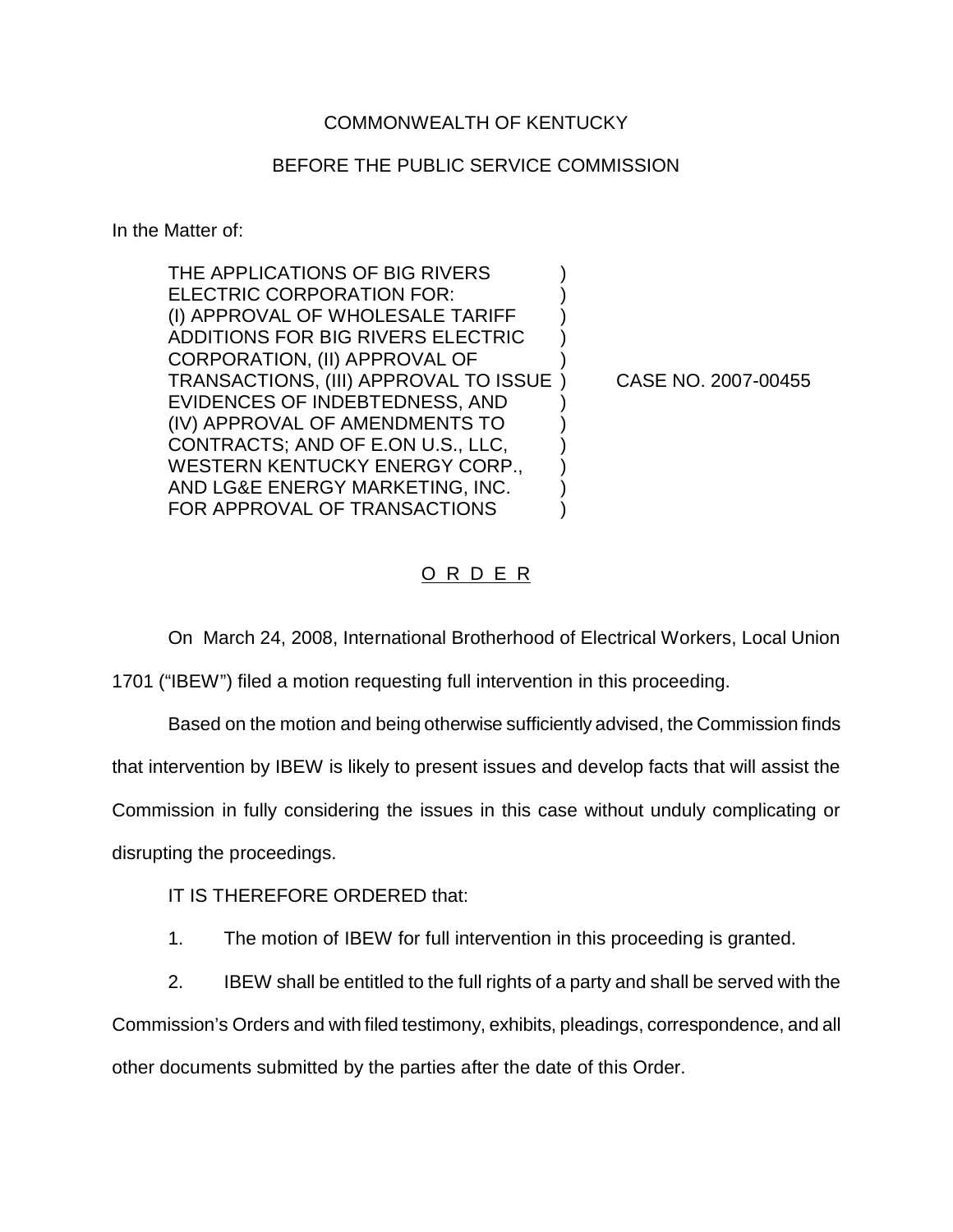COMMONWEALTH OF KENTUCKY

BEFORE THE PUBLIC SERVICE COMMISSION

In the Matter of:

| | | |
|---|---|---|
| THE APPLICATIONS OF BIG RIVERS ELECTRIC CORPORATION FOR: (I) APPROVAL OF WHOLESALE TARIFF ADDITIONS FOR BIG RIVERS ELECTRIC CORPORATION, (II) APPROVAL OF TRANSACTIONS, (III) APPROVAL TO ISSUE EVIDENCES OF INDEBTEDNESS, AND (IV) APPROVAL OF AMENDMENTS TO CONTRACTS; AND OF E.ON U.S., LLC, WESTERN KENTUCKY ENERGY CORP., AND LG&E ENERGY MARKETING, INC. FOR APPROVAL OF TRANSACTIONS | ) | CASE NO. 2007-00455 |

## O R D E R

On March 24, 2008, International Brotherhood of Electrical Workers, Local Union 1701 ("IBEW") filed a motion requesting full intervention in this proceeding.

Based on the motion and being otherwise sufficiently advised, the Commission finds that intervention by IBEW is likely to present issues and develop facts that will assist the Commission in fully considering the issues in this case without unduly complicating or disrupting the proceedings.

IT IS THEREFORE ORDERED that:

1. The motion of IBEW for full intervention in this proceeding is granted.

2. IBEW shall be entitled to the full rights of a party and shall be served with the Commission's Orders and with filed testimony, exhibits, pleadings, correspondence, and all other documents submitted by the parties after the date of this Order.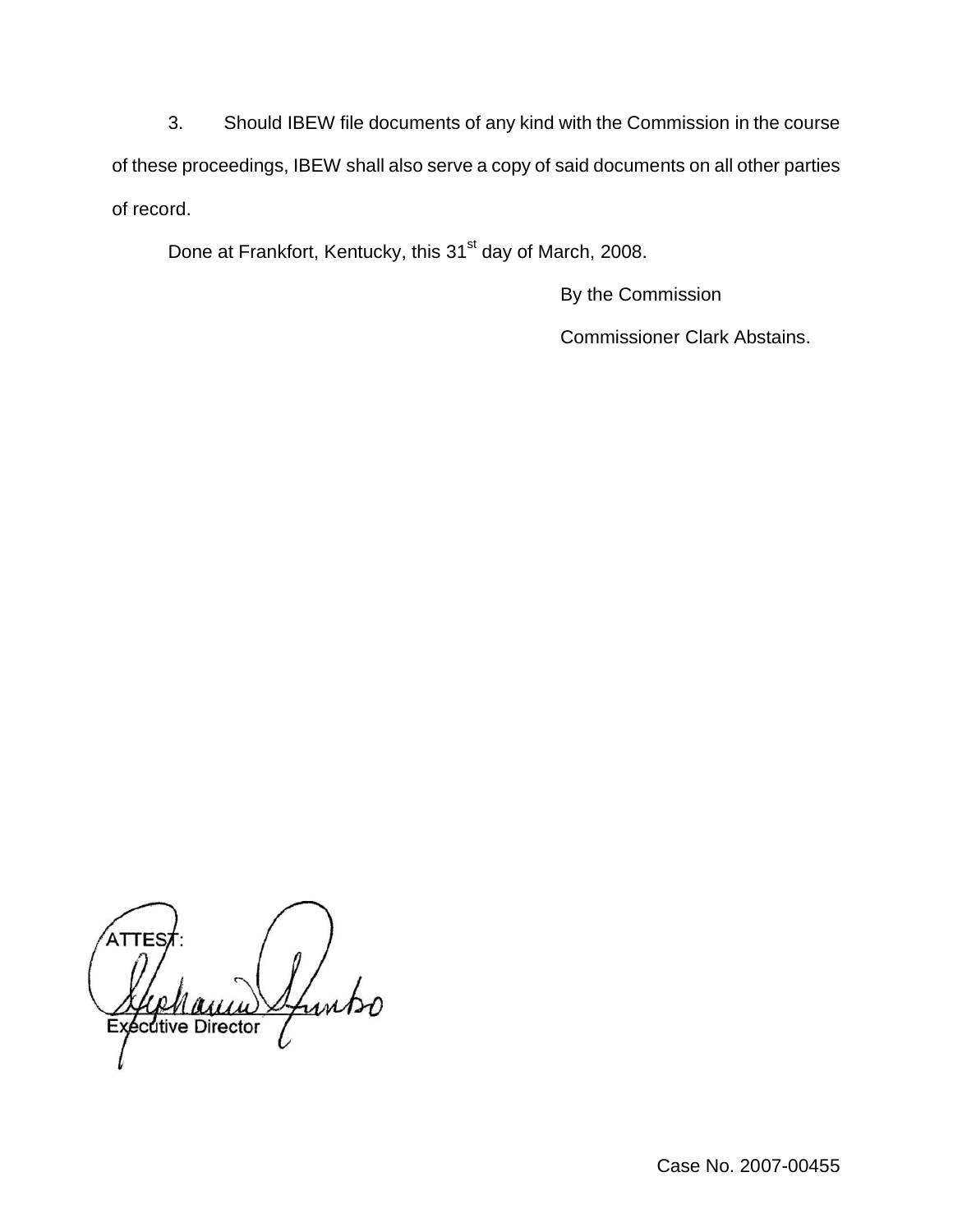3. Should IBEW file documents of any kind with the Commission in the course of these proceedings, IBEW shall also serve a copy of said documents on all other parties of record.

Done at Frankfort, Kentucky, this 31st day of March, 2008.

By the Commission

Commissioner Clark Abstains.

ATTEST:

Executive Director

Case No. 2007-00455